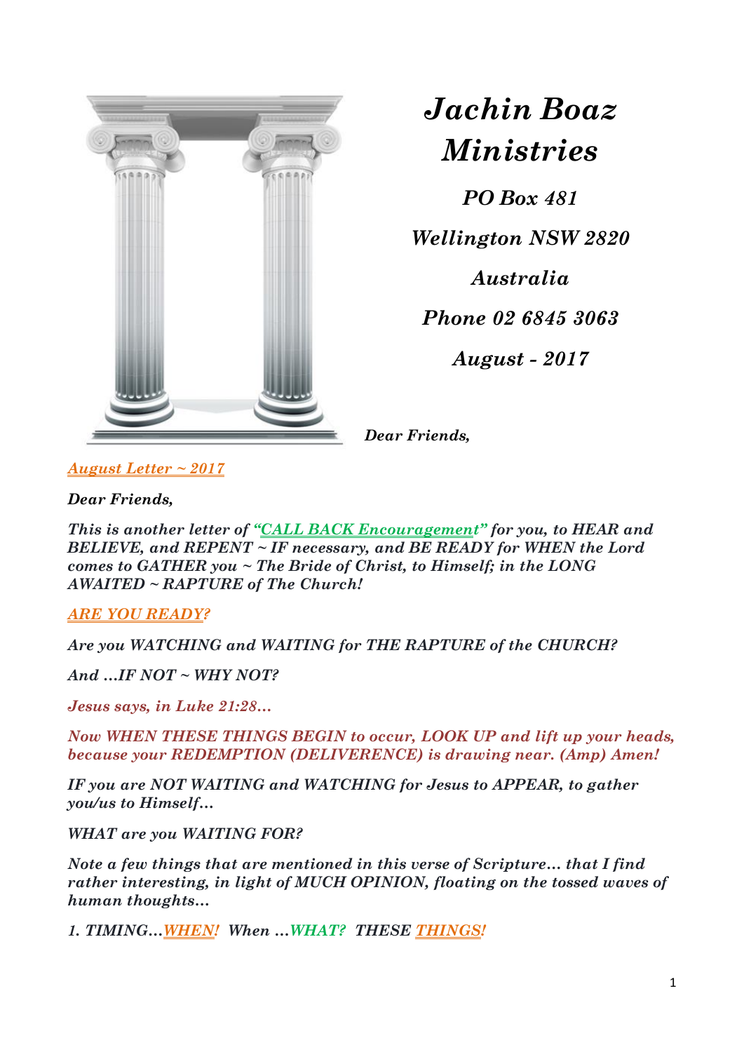# *Jachin Boaz Ministries*

***PO Box 481***

***Wellington NSW 2820***

***Australia***

***Phone 02 6845 3063***

***August - 2017***

***Dear Friends,***

***August Letter ~ 2017***

***Dear Friends,***

***This is another letter of "CALL BACK Encouragement" for you, to HEAR and BELIEVE, and REPENT ~ IF necessary, and BE READY for WHEN the Lord comes to GATHER you ~ The Bride of Christ, to Himself; in the LONG AWAITED ~ RAPTURE of The Church!***

***ARE YOU READY?***

***Are you WATCHING and WAITING for THE RAPTURE of the CHURCH?***

***And ...IF NOT ~ WHY NOT?***

***Jesus says, in Luke 21:28...***

***Now WHEN THESE THINGS BEGIN to occur, LOOK UP and lift up your heads, because your REDEMPTION (DELIVERENCE) is drawing near. (Amp) Amen!***

***IF you are NOT WAITING and WATCHING for Jesus to APPEAR, to gather you/us to Himself...***

***WHAT are you WAITING FOR?***

***Note a few things that are mentioned in this verse of Scripture... that I find rather interesting, in light of MUCH OPINION, floating on the tossed waves of human thoughts...***

***1. TIMING...WHEN! When ...WHAT? THESE THINGS!***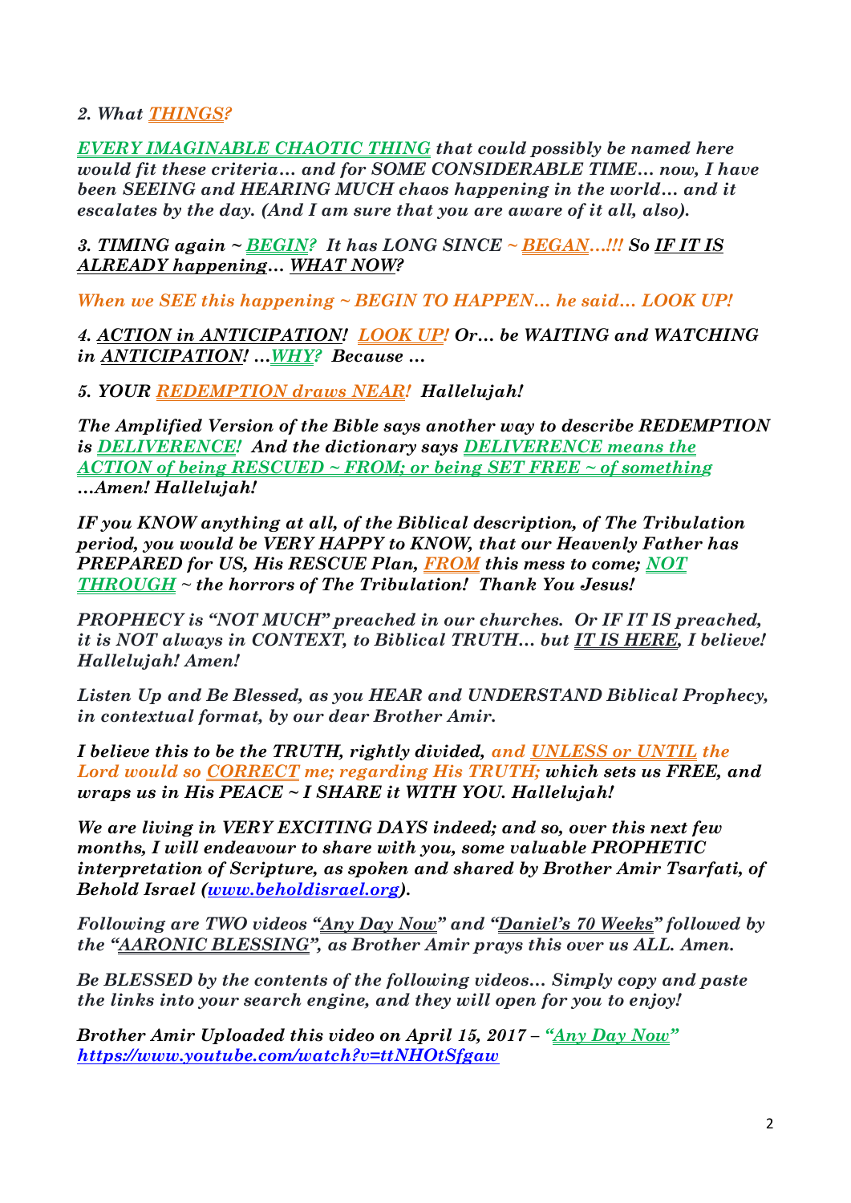*2. What THINGS?*

***EVERY IMAGINABLE CHAOTIC THING that could possibly be named here would fit these criteria… and for SOME CONSIDERABLE TIME… now, I have been SEEING and HEARING MUCH chaos happening in the world… and it escalates by the day. (And I am sure that you are aware of it all, also).***

***3. TIMING again ~ BEGIN? It has LONG SINCE ~ BEGAN…!!! So IF IT IS ALREADY happening… WHAT NOW?***

***When we SEE this happening ~ BEGIN TO HAPPEN… he said… LOOK UP!***

***4. ACTION in ANTICIPATION! LOOK UP! Or… be WAITING and WATCHING in ANTICIPATION! …WHY? Because …***

***5. YOUR REDEMPTION draws NEAR! Hallelujah!***

***The Amplified Version of the Bible says another way to describe REDEMPTION is DELIVERENCE! And the dictionary says DELIVERENCE means the ACTION of being RESCUED ~ FROM; or being SET FREE ~ of something …Amen! Hallelujah!***

***IF you KNOW anything at all, of the Biblical description, of The Tribulation period, you would be VERY HAPPY to KNOW, that our Heavenly Father has PREPARED for US, His RESCUE Plan, FROM this mess to come; NOT THROUGH ~ the horrors of The Tribulation! Thank You Jesus!***

***PROPHECY is "NOT MUCH" preached in our churches. Or IF IT IS preached, it is NOT always in CONTEXT, to Biblical TRUTH… but IT IS HERE, I believe! Hallelujah! Amen!***

***Listen Up and Be Blessed, as you HEAR and UNDERSTAND Biblical Prophecy, in contextual format, by our dear Brother Amir.***

***I believe this to be the TRUTH, rightly divided, and UNLESS or UNTIL the Lord would so CORRECT me; regarding His TRUTH; which sets us FREE, and wraps us in His PEACE ~ I SHARE it WITH YOU. Hallelujah!***

***We are living in VERY EXCITING DAYS indeed; and so, over this next few months, I will endeavour to share with you, some valuable PROPHETIC interpretation of Scripture, as spoken and shared by Brother Amir Tsarfati, of Behold Israel (www.beholdisrael.org).***

***Following are TWO videos "Any Day Now" and "Daniel's 70 Weeks" followed by the "AARONIC BLESSING", as Brother Amir prays this over us ALL. Amen.***

***Be BLESSED by the contents of the following videos… Simply copy and paste the links into your search engine, and they will open for you to enjoy!***

***Brother Amir Uploaded this video on April 15, 2017 – "Any Day Now" https://www.youtube.com/watch?v=ttNHOtSfgaw***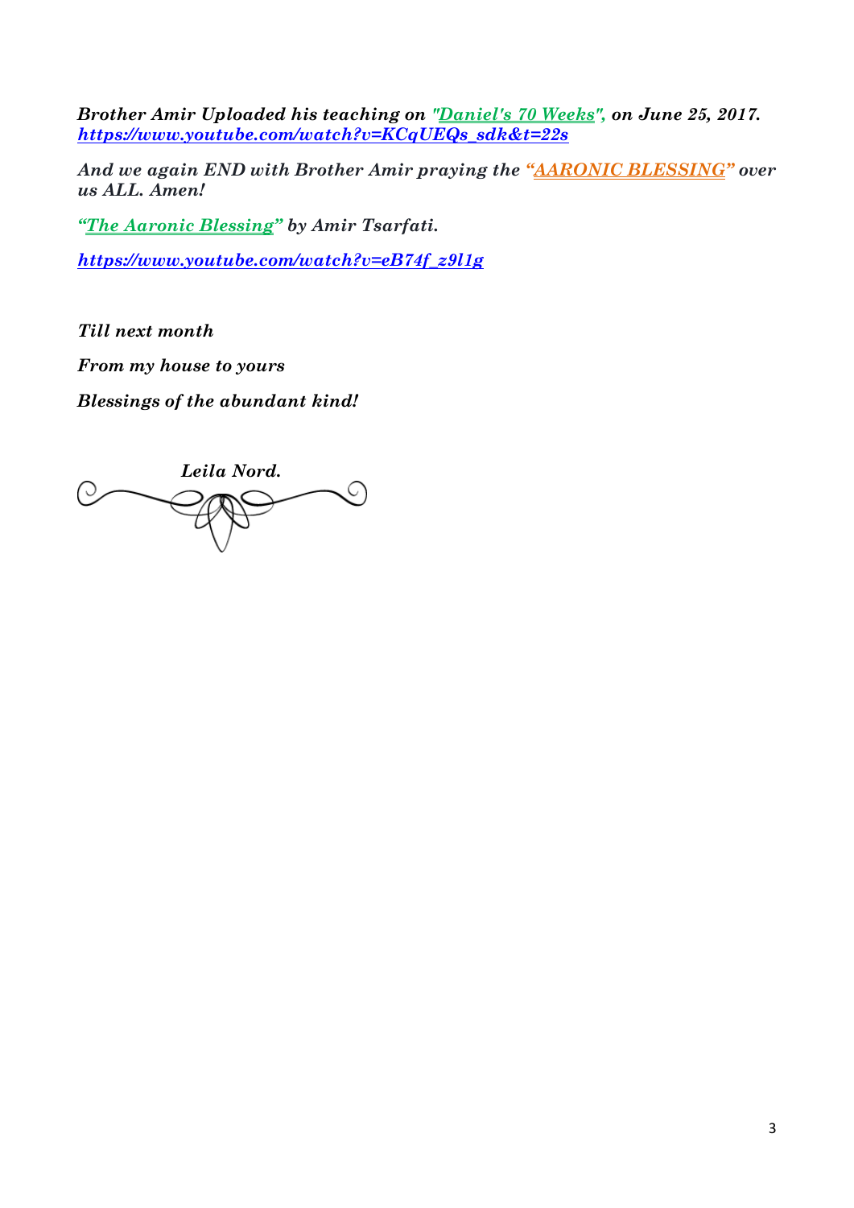***Brother Amir Uploaded his teaching on "Daniel's 70 Weeks", on June 25, 2017. https://www.youtube.com/watch?v=KCqUEQs_sdk&t=22s***

***And we again END with Brother Amir praying the "AARONIC BLESSING" over us ALL. Amen!***

***"The Aaronic Blessing" by Amir Tsarfati.***

***https://www.youtube.com/watch?v=eB74f_z9l1g***

***Till next month***

***From my house to yours***

***Blessings of the abundant kind!***

***Leila Nord.***